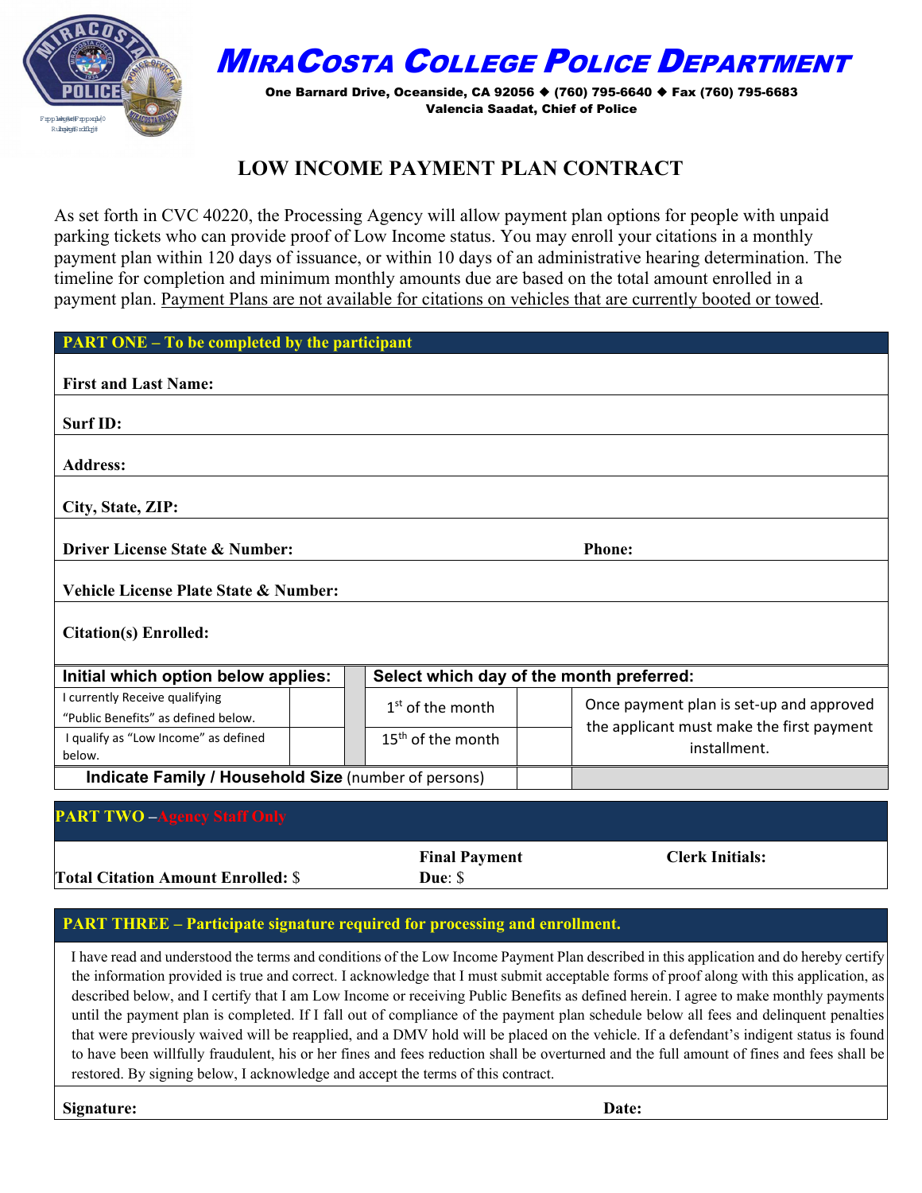# MiraCosta College Police Department

**One Barnard Drive, Oceanside, CA 92056 ◆ (760) 795-6640 ◆ Fax (760) 795-6683**
**Valencia Saadat, Chief of Police**

## LOW INCOME PAYMENT PLAN CONTRACT

As set forth in CVC 40220, the Processing Agency will allow payment plan options for people with unpaid parking tickets who can provide proof of Low Income status. You may enroll your citations in a monthly payment plan within 120 days of issuance, or within 10 days of an administrative hearing determination. The timeline for completion and minimum monthly amounts due are based on the total amount enrolled in a payment plan. Payment Plans are not available for citations on vehicles that are currently booted or towed.

### PART ONE – To be completed by the participant

**First and Last Name:**

**Surf ID:**

**Address:**

**City, State, ZIP:**

**Driver License State & Number:** **Phone:**

**Vehicle License Plate State & Number:**

**Citation(s) Enrolled:**

| Initial which option below applies: | | | Select which day of the month preferred: | | |
|---|---|---|---|---|---|
| I currently Receive qualifying "Public Benefits" as defined below. | | | 1st of the month | | Once payment plan is set-up and approved the applicant must make the first payment installment. |
| I qualify as "Low Income" as defined below. | | | 15th of the month | | |
| **Indicate Family / Household Size** (number of persons) | | | | | |

### PART TWO – Agency Staff Only

**Total Citation Amount Enrolled:** $ **Final Payment Due:** $ **Clerk Initials:**

### PART THREE – Participate signature required for processing and enrollment.

I have read and understood the terms and conditions of the Low Income Payment Plan described in this application and do hereby certify the information provided is true and correct. I acknowledge that I must submit acceptable forms of proof along with this application, as described below, and I certify that I am Low Income or receiving Public Benefits as defined herein. I agree to make monthly payments until the payment plan is completed. If I fall out of compliance of the payment plan schedule below all fees and delinquent penalties that were previously waived will be reapplied, and a DMV hold will be placed on the vehicle. If a defendant's indigent status is found to have been willfully fraudulent, his or her fines and fees reduction shall be overturned and the full amount of fines and fees shall be restored. By signing below, I acknowledge and accept the terms of this contract.

**Signature:** **Date:**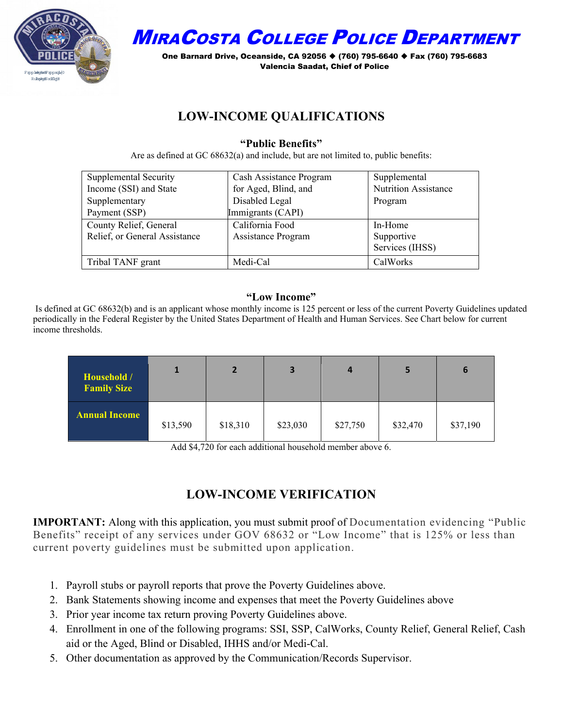# MiraCosta College Police Department

**One Barnard Drive, Oceanside, CA 92056 ◆ (760) 795-6640 ◆ Fax (760) 795-6683**
**Valencia Saadat, Chief of Police**

## LOW-INCOME QUALIFICATIONS

### "Public Benefits"

Are as defined at GC 68632(a) and include, but are not limited to, public benefits:

| | | |
|---|---|---|
| Supplemental Security Income (SSI) and State Supplementary Payment (SSP) | Cash Assistance Program for Aged, Blind, and Disabled Legal Immigrants (CAPI) | Supplemental Nutrition Assistance Program |
| County Relief, General Relief, or General Assistance | California Food Assistance Program | In-Home Supportive Services (IHSS) |
| Tribal TANF grant | Medi-Cal | CalWorks |

### "Low Income"

Is defined at GC 68632(b) and is an applicant whose monthly income is 125 percent or less of the current Poverty Guidelines updated periodically in the Federal Register by the United States Department of Health and Human Services. See Chart below for current income thresholds.

| Household / Family Size | 1 | 2 | 3 | 4 | 5 | 6 |
|---|---|---|---|---|---|---|
| Annual Income | $13,590 | $18,310 | $23,030 | $27,750 | $32,470 | $37,190 |

Add $4,720 for each additional household member above 6.

## LOW-INCOME VERIFICATION

**IMPORTANT:** Along with this application, you must submit proof of Documentation evidencing "Public Benefits" receipt of any services under GOV 68632 or "Low Income" that is 125% or less than current poverty guidelines must be submitted upon application.

1. Payroll stubs or payroll reports that prove the Poverty Guidelines above.
2. Bank Statements showing income and expenses that meet the Poverty Guidelines above
3. Prior year income tax return proving Poverty Guidelines above.
4. Enrollment in one of the following programs: SSI, SSP, CalWorks, County Relief, General Relief, Cash aid or the Aged, Blind or Disabled, IHHS and/or Medi-Cal.
5. Other documentation as approved by the Communication/Records Supervisor.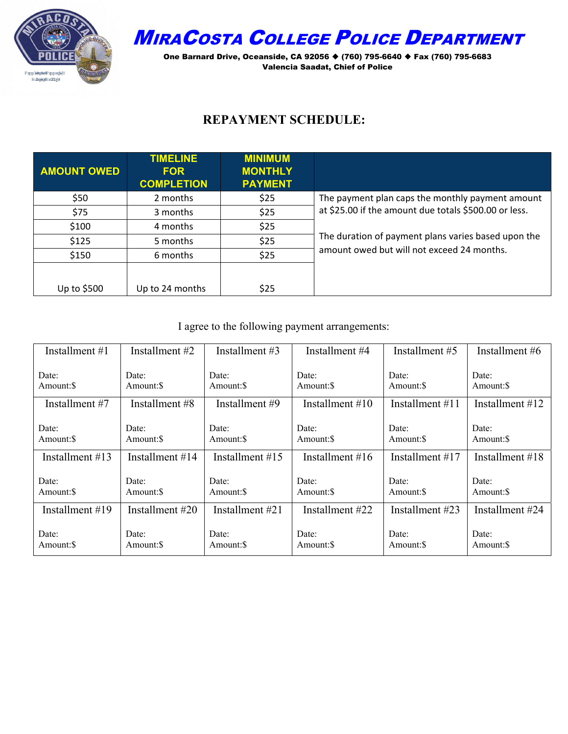# MIRACOSTA COLLEGE POLICE DEPARTMENT

**One Barnard Drive, Oceanside, CA 92056 ◆ (760) 795-6640 ◆ Fax (760) 795-6683**
**Valencia Saadat, Chief of Police**

## REPAYMENT SCHEDULE:

| AMOUNT OWED | TIMELINE FOR COMPLETION | MINIMUM MONTHLY PAYMENT | |
|---|---|---|---|
| $50 | 2 months | $25 | The payment plan caps the monthly payment amount at $25.00 if the amount due totals $500.00 or less. The duration of payment plans varies based upon the amount owed but will not exceed 24 months. |
| $75 | 3 months | $25 | |
| $100 | 4 months | $25 | |
| $125 | 5 months | $25 | |
| $150 | 6 months | $25 | |
| Up to $500 | Up to 24 months | $25 | |

I agree to the following payment arrangements:

| | | | | | |
|---|---|---|---|---|---|
| Installment #1<br>Date:<br>Amount:$ | Installment #2<br>Date:<br>Amount:$ | Installment #3<br>Date:<br>Amount:$ | Installment #4<br>Date:<br>Amount:$ | Installment #5<br>Date:<br>Amount:$ | Installment #6<br>Date:<br>Amount:$ |
| Installment #7<br>Date:<br>Amount:$ | Installment #8<br>Date:<br>Amount:$ | Installment #9<br>Date:<br>Amount:$ | Installment #10<br>Date:<br>Amount:$ | Installment #11<br>Date:<br>Amount:$ | Installment #12<br>Date:<br>Amount:$ |
| Installment #13<br>Date:<br>Amount:$ | Installment #14<br>Date:<br>Amount:$ | Installment #15<br>Date:<br>Amount:$ | Installment #16<br>Date:<br>Amount:$ | Installment #17<br>Date:<br>Amount:$ | Installment #18<br>Date:<br>Amount:$ |
| Installment #19<br>Date:<br>Amount:$ | Installment #20<br>Date:<br>Amount:$ | Installment #21<br>Date:<br>Amount:$ | Installment #22<br>Date:<br>Amount:$ | Installment #23<br>Date:<br>Amount:$ | Installment #24<br>Date:<br>Amount:$ |